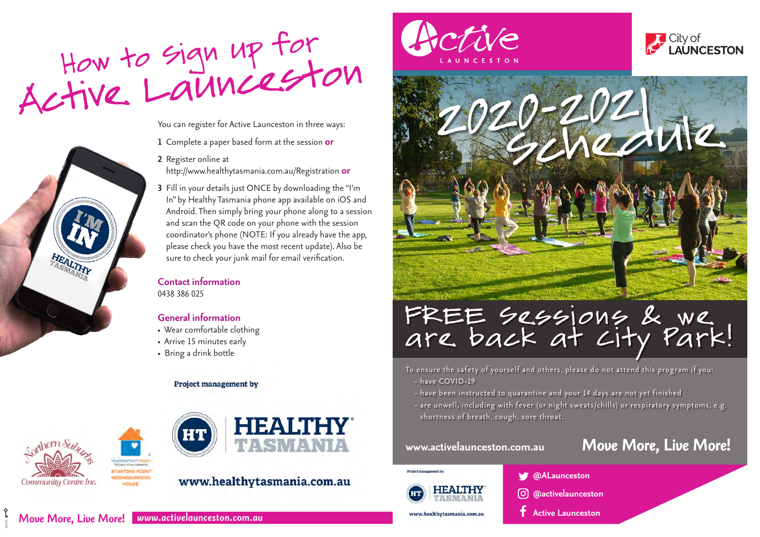# How to sign up for Active Launceston

You can register for Active Launceston in three ways:

1. Complete a paper based form at the session **or**
2. Register online at http://www.healthytasmania.com.au/Registration **or**
3. Fill in your details just ONCE by downloading the "I'm In" by Healthy Tasmania phone app available on iOS and Android. Then simply bring your phone along to a session and scan the QR code on your phone with the session coordinator's phone (NOTE: If you already have the app, please check you have the most recent update). Also be sure to check your junk mail for email verification.

## Contact information

0438 386 025

## General information

- Wear comfortable clothing
- Arrive 15 minutes early
- Bring a drink bottle

Project management by

HEALTHY TASMANIA

www.healthytasmania.com.au

Northern Suburbs Community Centre Inc.

Starting Point Neighbourhood House

**Move More, Live More!** www.activelaunceston.com.au

# Active Launceston

City of Launceston

# 2020-2021 Schedule

## FREE sessions & we are back at City Park!

To ensure the safety of yourself and others, please do not attend this program if you:

- have COVID-19
- have been instructed to quarantine and your 14 days are not yet finished
- are unwell, including with fever (or night sweats/chills) or respiratory symptoms, e.g. shortness of breath, cough, sore throat.

www.activelaunceston.com.au

**Move More, Live More!**

Project management by HEALTHY TASMANIA www.healthytasmania.com.au

- @ALaunceston
- @activelaunceston
- Active Launceston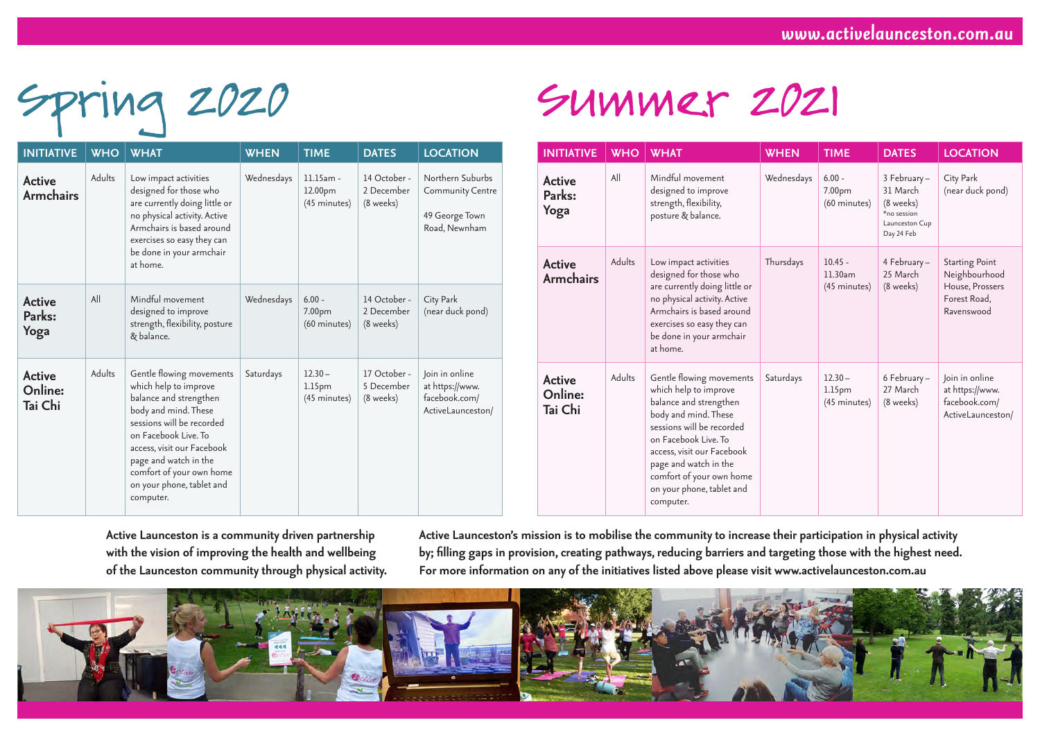www.activelaunceston.com.au

# Spring 2020

| INITIATIVE | WHO | WHAT | WHEN | TIME | DATES | LOCATION |
|---|---|---|---|---|---|---|
| **Active Armchairs** | Adults | Low impact activities designed for those who are currently doing little or no physical activity. Active Armchairs is based around exercises so easy they can be done in your armchair at home. | Wednesdays | 11.15am - 12.00pm (45 minutes) | 14 October - 2 December (8 weeks) | Northern Suburbs Community Centre<br><br>49 George Town Road, Newnham |
| **Active Parks: Yoga** | All | Mindful movement designed to improve strength, flexibility, posture & balance. | Wednesdays | 6.00 - 7.00pm (60 minutes) | 14 October - 2 December (8 weeks) | City Park (near duck pond) |
| **Active Online: Tai Chi** | Adults | Gentle flowing movements which help to improve balance and strengthen body and mind. These sessions will be recorded on Facebook Live. To access, visit our Facebook page and watch in the comfort of your own home on your phone, tablet and computer. | Saturdays | 12.30 – 1.15pm (45 minutes) | 17 October - 5 December (8 weeks) | Join in online at https://www.facebook.com/ActiveLaunceston/ |

# Summer 2021

| INITIATIVE | WHO | WHAT | WHEN | TIME | DATES | LOCATION |
|---|---|---|---|---|---|---|
| **Active Parks: Yoga** | All | Mindful movement designed to improve strength, flexibility, posture & balance. | Wednesdays | 6.00 - 7.00pm (60 minutes) | 3 February – 31 March (8 weeks) *no session Launceston Cup Day 24 Feb | City Park (near duck pond) |
| **Active Armchairs** | Adults | Low impact activities designed for those who are currently doing little or no physical activity. Active Armchairs is based around exercises so easy they can be done in your armchair at home. | Thursdays | 10.45 - 11.30am (45 minutes) | 4 February – 25 March (8 weeks) | Starting Point Neighbourhood House, Prossers Forest Road, Ravenswood |
| **Active Online: Tai Chi** | Adults | Gentle flowing movements which help to improve balance and strengthen body and mind. These sessions will be recorded on Facebook Live. To access, visit our Facebook page and watch in the comfort of your own home on your phone, tablet and computer. | Saturdays | 12.30 – 1.15pm (45 minutes) | 6 February – 27 March (8 weeks) | Join in online at https://www.facebook.com/ActiveLaunceston/ |

**Active Launceston is a community driven partnership with the vision of improving the health and wellbeing of the Launceston community through physical activity.**

**Active Launceston's mission is to mobilise the community to increase their participation in physical activity by; filling gaps in provision, creating pathways, reducing barriers and targeting those with the highest need. For more information on any of the initiatives listed above please visit www.activelaunceston.com.au**